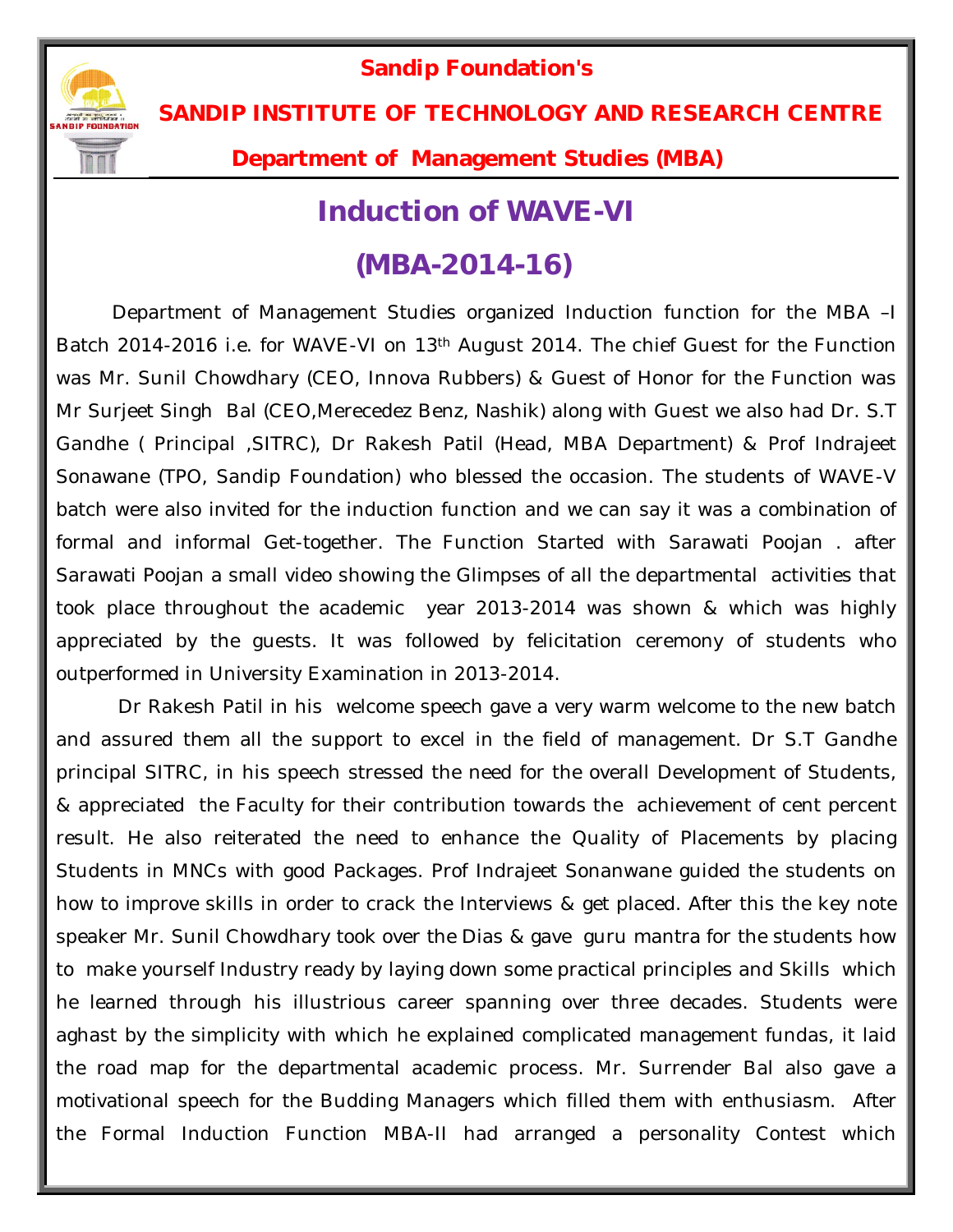**Sandip Foundation's**

**SANDIP INSTITUTE OF TECHNOLOGY AND RESEARCH CENTRE**

**Department of Management Studies (MBA)**

# Induction of WAVE-VI

# (MBA-2014-16)

Department of Management Studies organized Induction function for the MBA –I Batch 2014-2016 i.e. for WAVE-VI on 13th August 2014. The chief Guest for the Function was Mr. Sunil Chowdhary (CEO, Innova Rubbers) & Guest of Honor for the Function was Mr Surjeet Singh Bal (CEO,Merecedez Benz, Nashik) along with Guest we also had Dr. S.T Gandhe ( Principal ,SITRC), Dr Rakesh Patil (Head, MBA Department) & Prof Indrajeet Sonawane (TPO, Sandip Foundation) who blessed the occasion. The students of WAVE-V batch were also invited for the induction function and we can say it was a combination of formal and informal Get-together. The Function Started with Sarawati Poojan . after Sarawati Poojan a small video showing the Glimpses of all the departmental activities that took place throughout the academic year 2013-2014 was shown & which was highly appreciated by the guests. It was followed by felicitation ceremony of students who outperformed in University Examination in 2013-2014.

Dr Rakesh Patil in his welcome speech gave a very warm welcome to the new batch and assured them all the support to excel in the field of management. Dr S.T Gandhe principal SITRC, in his speech stressed the need for the overall Development of Students, & appreciated the Faculty for their contribution towards the achievement of cent percent result. He also reiterated the need to enhance the Quality of Placements by placing Students in MNCs with good Packages. Prof Indrajeet Sonanwane guided the students on how to improve skills in order to crack the Interviews & get placed. After this the key note speaker Mr. Sunil Chowdhary took over the Dias & gave guru mantra for the students how to make yourself Industry ready by laying down some practical principles and Skills which he learned through his illustrious career spanning over three decades. Students were aghast by the simplicity with which he explained complicated management fundas, it laid the road map for the departmental academic process. Mr. Surrender Bal also gave a motivational speech for the Budding Managers which filled them with enthusiasm. After the Formal Induction Function MBA-II had arranged a personality Contest which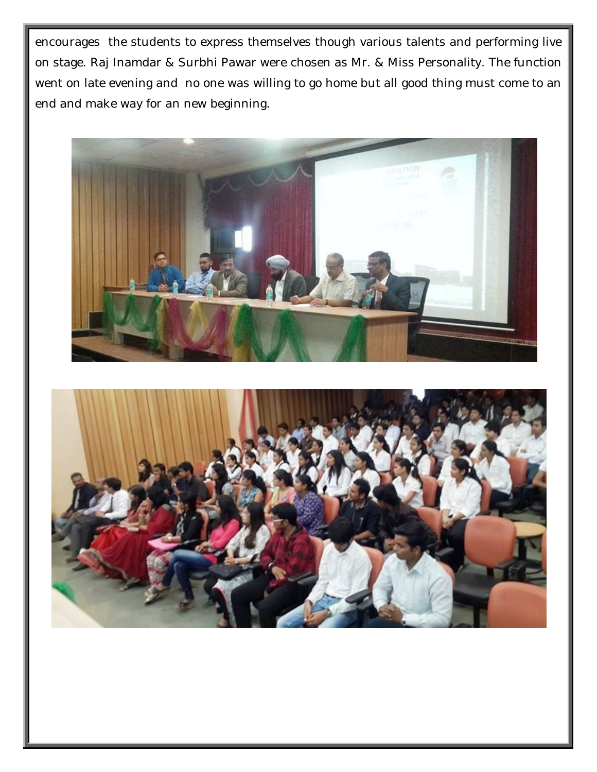encourages  the students to express themselves though various talents and performing live on stage. Raj Inamdar & Surbhi Pawar were chosen as Mr. & Miss Personality. The function went on late evening and  no one was willing to go home but all good thing must come to an end and make way for an new beginning.